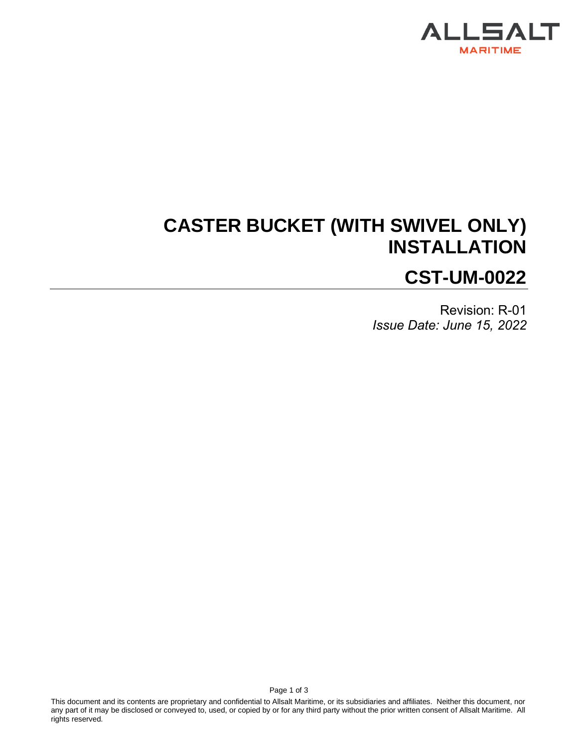ALLSALT
MARITIME

# CASTER BUCKET (WITH SWIVEL ONLY) INSTALLATION

# CST-UM-0022

Revision: R-01
*Issue Date: June 15, 2022*

This document and its contents are proprietary and confidential to Allsalt Maritime, or its subsidiaries and affiliates. Neither this document, nor any part of it may be disclosed or conveyed to, used, or copied by or for any third party without the prior written consent of Allsalt Maritime. All rights reserved.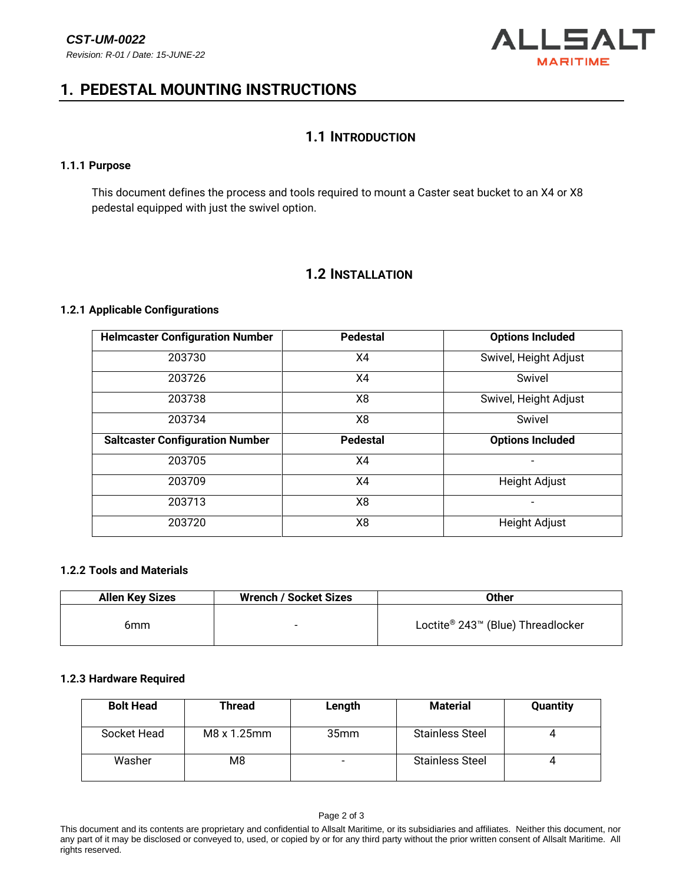# 1. PEDESTAL MOUNTING INSTRUCTIONS

## 1.1 INTRODUCTION

### 1.1.1 Purpose

This document defines the process and tools required to mount a Caster seat bucket to an X4 or X8 pedestal equipped with just the swivel option.

## 1.2 INSTALLATION

### 1.2.1 Applicable Configurations

| Helmcaster Configuration Number | Pedestal | Options Included |
|---|---|---|
| 203730 | X4 | Swivel, Height Adjust |
| 203726 | X4 | Swivel |
| 203738 | X8 | Swivel, Height Adjust |
| 203734 | X8 | Swivel |
| **Saltcaster Configuration Number** | **Pedestal** | **Options Included** |
| 203705 | X4 | - |
| 203709 | X4 | Height Adjust |
| 203713 | X8 | - |
| 203720 | X8 | Height Adjust |

### 1.2.2 Tools and Materials

| Allen Key Sizes | Wrench / Socket Sizes | Other |
|---|---|---|
| 6mm | - | Loctite® 243™ (Blue) Threadlocker |

### 1.2.3 Hardware Required

| Bolt Head | Thread | Length | Material | Quantity |
|---|---|---|---|---|
| Socket Head | M8 x 1.25mm | 35mm | Stainless Steel | 4 |
| Washer | M8 | - | Stainless Steel | 4 |

This document and its contents are proprietary and confidential to Allsalt Maritime, or its subsidiaries and affiliates. Neither this document, nor any part of it may be disclosed or conveyed to, used, or copied by or for any third party without the prior written consent of Allsalt Maritime. All rights reserved.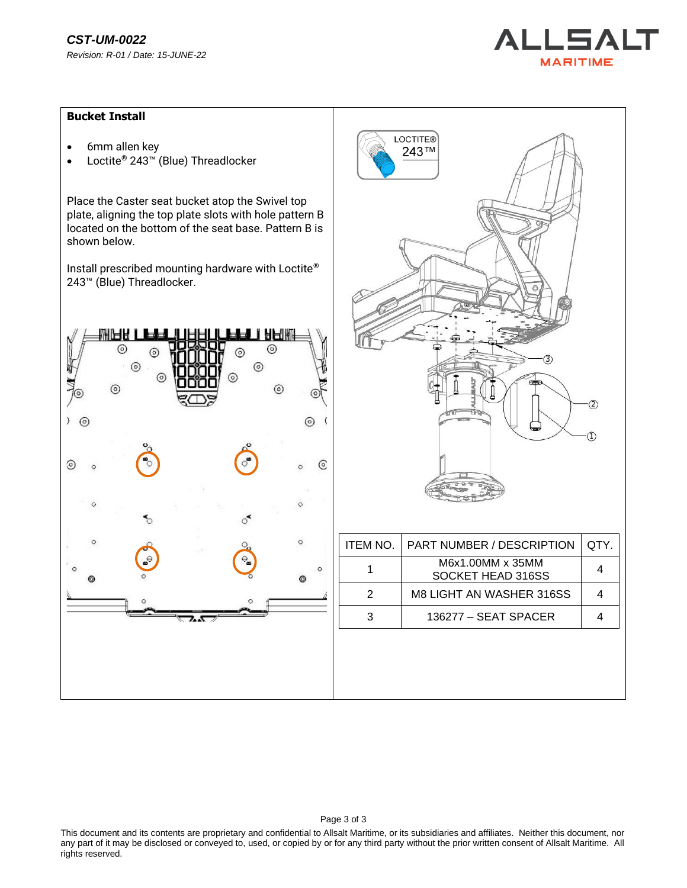## Bucket Install

- 6mm allen key
- Loctite® 243™ (Blue) Threadlocker

Place the Caster seat bucket atop the Swivel top plate, aligning the top plate slots with hole pattern B located on the bottom of the seat base. Pattern B is shown below.

Install prescribed mounting hardware with Loctite® 243™ (Blue) Threadlocker.

LOCTITE®
243™

| ITEM NO. | PART NUMBER / DESCRIPTION | QTY. |
|---|---|---|
| 1 | M6x1.00MM x 35MM SOCKET HEAD 316SS | 4 |
| 2 | M8 LIGHT AN WASHER 316SS | 4 |
| 3 | 136277 – SEAT SPACER | 4 |

This document and its contents are proprietary and confidential to Allsalt Maritime, or its subsidiaries and affiliates. Neither this document, nor any part of it may be disclosed or conveyed to, used, or copied by or for any third party without the prior written consent of Allsalt Maritime. All rights reserved.